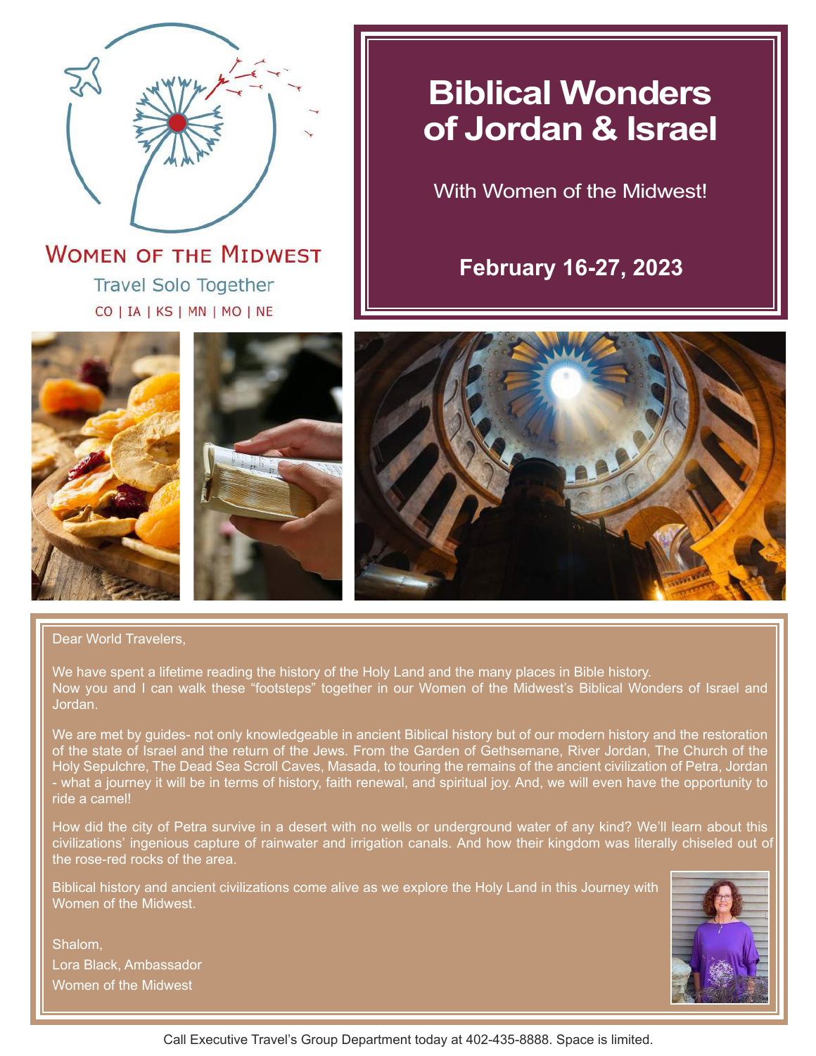Women of the Midwest

Travel Solo Together

CO | IA | KS | MN | MO | NE

# Biblical Wonders of Jordan & Israel

With Women of the Midwest!

**February 16-27, 2023**

Dear World Travelers,

We have spent a lifetime reading the history of the Holy Land and the many places in Bible history. Now you and I can walk these "footsteps" together in our Women of the Midwest's Biblical Wonders of Israel and Jordan.

We are met by guides- not only knowledgeable in ancient Biblical history but of our modern history and the restoration of the state of Israel and the return of the Jews. From the Garden of Gethsemane, River Jordan, The Church of the Holy Sepulchre, The Dead Sea Scroll Caves, Masada, to touring the remains of the ancient civilization of Petra, Jordan - what a journey it will be in terms of history, faith renewal, and spiritual joy. And, we will even have the opportunity to ride a camel!

How did the city of Petra survive in a desert with no wells or underground water of any kind? We'll learn about this civilizations' ingenious capture of rainwater and irrigation canals. And how their kingdom was literally chiseled out of the rose-red rocks of the area.

Biblical history and ancient civilizations come alive as we explore the Holy Land in this Journey with Women of the Midwest.

Shalom,

Lora Black, Ambassador

Women of the Midwest

Call Executive Travel's Group Department today at 402-435-8888. Space is limited.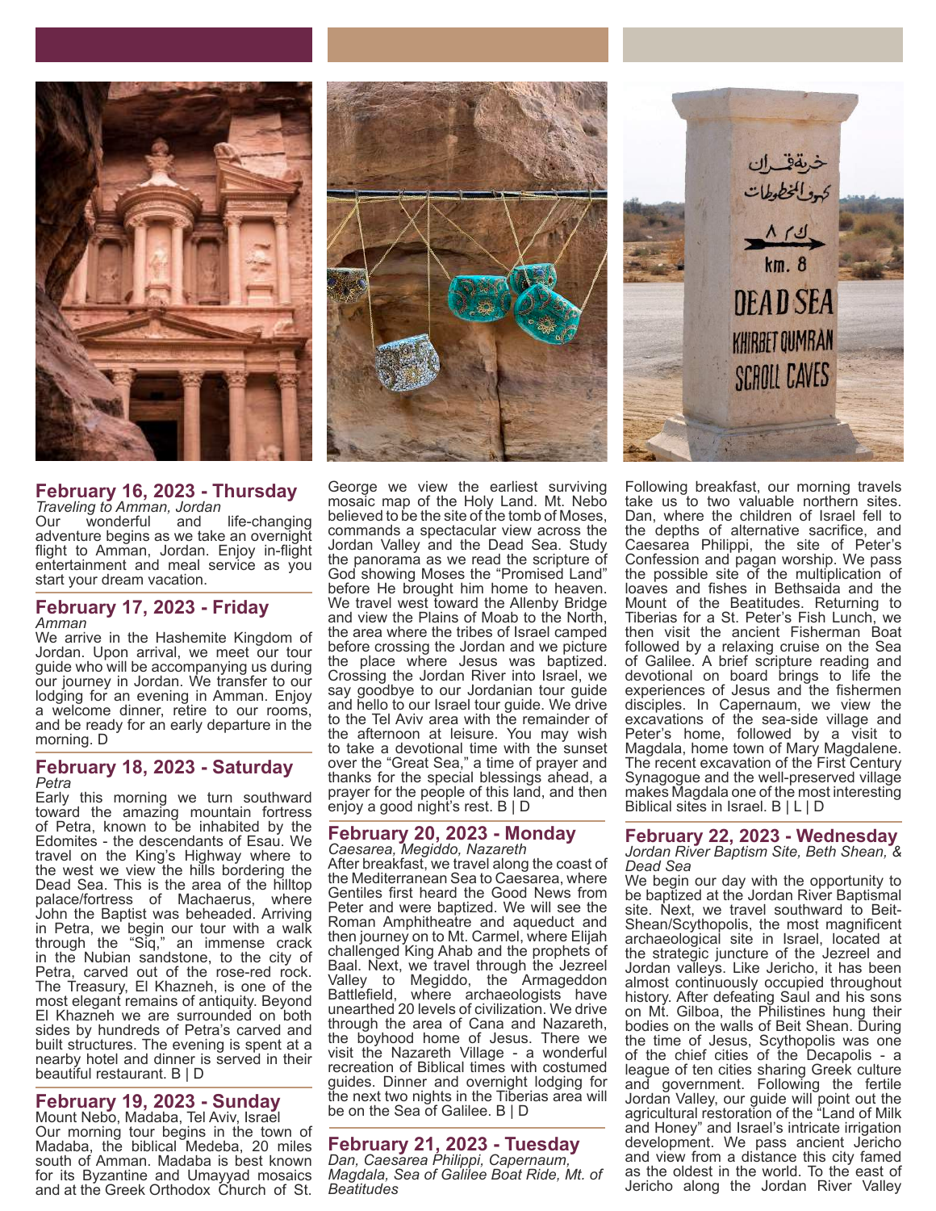## February 16, 2023 - Thursday

*Traveling to Amman, Jordan*

Our wonderful and life-changing adventure begins as we take an overnight flight to Amman, Jordan. Enjoy in-flight entertainment and meal service as you start your dream vacation.

## February 17, 2023 - Friday

*Amman*

We arrive in the Hashemite Kingdom of Jordan. Upon arrival, we meet our tour guide who will be accompanying us during our journey in Jordan. We transfer to our lodging for an evening in Amman. Enjoy a welcome dinner, retire to our rooms, and be ready for an early departure in the morning. D

## February 18, 2023 - Saturday

*Petra*

Early this morning we turn southward toward the amazing mountain fortress of Petra, known to be inhabited by the Edomites - the descendants of Esau. We travel on the King's Highway where to the west we view the hills bordering the Dead Sea. This is the area of the hilltop palace/fortress of Machaerus, where John the Baptist was beheaded. Arriving in Petra, we begin our tour with a walk through the "Siq," an immense crack in the Nubian sandstone, to the city of Petra, carved out of the rose-red rock. The Treasury, El Khazneh, is one of the most elegant remains of antiquity. Beyond El Khazneh we are surrounded on both sides by hundreds of Petra's carved and built structures. The evening is spent at a nearby hotel and dinner is served in their beautiful restaurant. B | D

## February 19, 2023 - Sunday

Mount Nebo, Madaba, Tel Aviv, Israel

Our morning tour begins in the town of Madaba, the biblical Medeba, 20 miles south of Amman. Madaba is best known for its Byzantine and Umayyad mosaics and at the Greek Orthodox Church of St. George we view the earliest surviving mosaic map of the Holy Land. Mt. Nebo believed to be the site of the tomb of Moses, commands a spectacular view across the Jordan Valley and the Dead Sea. Study the panorama as we read the scripture of God showing Moses the "Promised Land" before He brought him home to heaven. We travel west toward the Allenby Bridge and view the Plains of Moab to the North, the area where the tribes of Israel camped before crossing the Jordan and we picture the place where Jesus was baptized. Crossing the Jordan River into Israel, we say goodbye to our Jordanian tour guide and hello to our Israel tour guide. We drive to the Tel Aviv area with the remainder of the afternoon at leisure. You may wish to take a devotional time with the sunset over the "Great Sea," a time of prayer and thanks for the special blessings ahead, a prayer for the people of this land, and then enjoy a good night's rest. B | D

## February 20, 2023 - Monday

*Caesarea, Megiddo, Nazareth*

After breakfast, we travel along the coast of the Mediterranean Sea to Caesarea, where Gentiles first heard the Good News from Peter and were baptized. We will see the Roman Amphitheatre and aqueduct and then journey on to Mt. Carmel, where Elijah challenged King Ahab and the prophets of Baal. Next, we travel through the Jezreel Valley to Megiddo, the Armageddon Battlefield, where archaeologists have unearthed 20 levels of civilization. We drive through the area of Cana and Nazareth, the boyhood home of Jesus. There we visit the Nazareth Village - a wonderful recreation of Biblical times with costumed guides. Dinner and overnight lodging for the next two nights in the Tiberias area will be on the Sea of Galilee. B | D

## February 21, 2023 - Tuesday

*Dan, Caesarea Philippi, Capernaum, Magdala, Sea of Galilee Boat Ride, Mt. of Beatitudes*

Following breakfast, our morning travels take us to two valuable northern sites. Dan, where the children of Israel fell to the depths of alternative sacrifice, and Caesarea Philippi, the site of Peter's Confession and pagan worship. We pass the possible site of the multiplication of loaves and fishes in Bethsaida and the Mount of the Beatitudes. Returning to Tiberias for a St. Peter's Fish Lunch, we then visit the ancient Fisherman Boat followed by a relaxing cruise on the Sea of Galilee. A brief scripture reading and devotional on board brings to life the experiences of Jesus and the fishermen disciples. In Capernaum, we view the excavations of the sea-side village and Peter's home, followed by a visit to Magdala, home town of Mary Magdalene. The recent excavation of the First Century Synagogue and the well-preserved village makes Magdala one of the most interesting Biblical sites in Israel. B | L | D

## February 22, 2023 - Wednesday

*Jordan River Baptism Site, Beth Shean, & Dead Sea*

We begin our day with the opportunity to be baptized at the Jordan River Baptismal site. Next, we travel southward to Beit-Shean/Scythopolis, the most magnificent archaeological site in Israel, located at the strategic juncture of the Jezreel and Jordan valleys. Like Jericho, it has been almost continuously occupied throughout history. After defeating Saul and his sons on Mt. Gilboa, the Philistines hung their bodies on the walls of Beit Shean. During the time of Jesus, Scythopolis was one of the chief cities of the Decapolis - a league of ten cities sharing Greek culture and government. Following the fertile Jordan Valley, our guide will point out the agricultural restoration of the "Land of Milk and Honey" and Israel's intricate irrigation development. We pass ancient Jericho and view from a distance this city famed as the oldest in the world. To the east of Jericho along the Jordan River Valley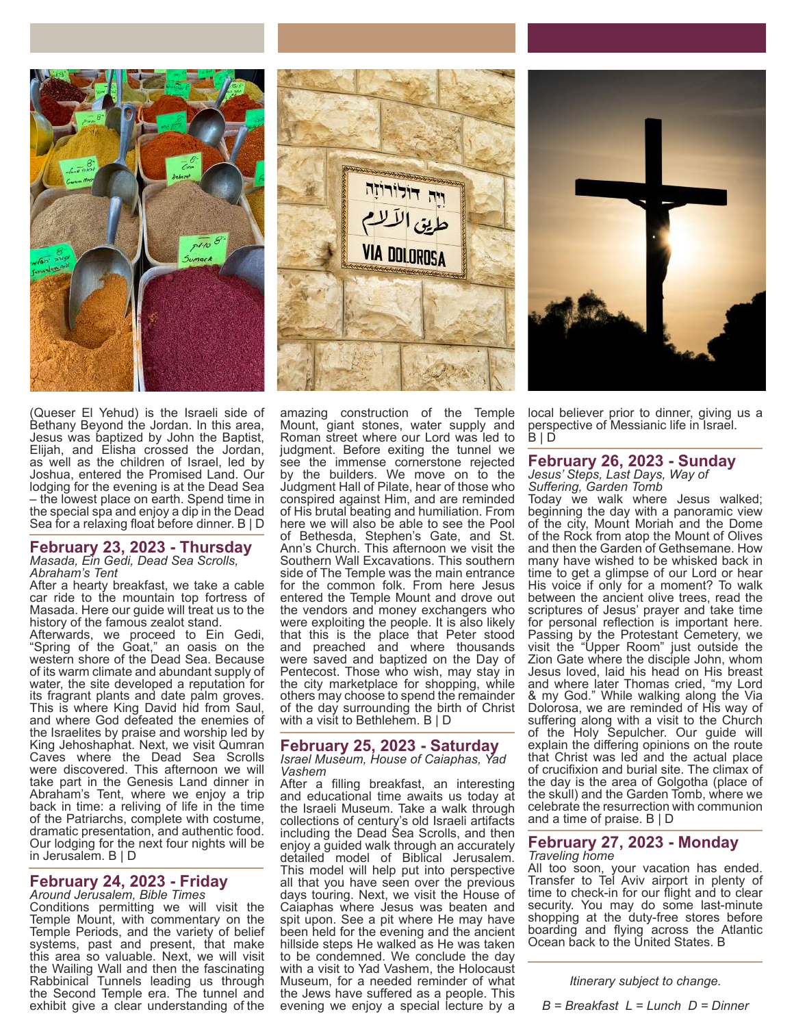(Queser El Yehud) is the Israeli side of Bethany Beyond the Jordan. In this area, Jesus was baptized by John the Baptist, Elijah, and Elisha crossed the Jordan, as well as the children of Israel, led by Joshua, entered the Promised Land. Our lodging for the evening is at the Dead Sea – the lowest place on earth. Spend time in the special spa and enjoy a dip in the Dead Sea for a relaxing float before dinner. B | D

## February 23, 2023 - Thursday

*Masada, Ein Gedi, Dead Sea Scrolls, Abraham's Tent*

After a hearty breakfast, we take a cable car ride to the mountain top fortress of Masada. Here our guide will treat us to the history of the famous zealot stand.

Afterwards, we proceed to Ein Gedi, "Spring of the Goat," an oasis on the western shore of the Dead Sea. Because of its warm climate and abundant supply of water, the site developed a reputation for its fragrant plants and date palm groves. This is where King David hid from Saul, and where God defeated the enemies of the Israelites by praise and worship led by King Jehoshaphat. Next, we visit Qumran Caves where the Dead Sea Scrolls were discovered. This afternoon we will take part in the Genesis Land dinner in Abraham's Tent, where we enjoy a trip back in time: a reliving of life in the time of the Patriarchs, complete with costume, dramatic presentation, and authentic food. Our lodging for the next four nights will be in Jerusalem. B | D

## February 24, 2023 - Friday

*Around Jerusalem, Bible Times*

Conditions permitting we will visit the Temple Mount, with commentary on the Temple Periods, and the variety of belief systems, past and present, that make this area so valuable. Next, we will visit the Wailing Wall and then the fascinating Rabbinical Tunnels leading us through the Second Temple era. The tunnel and exhibit give a clear understanding of the amazing construction of the Temple Mount, giant stones, water supply and Roman street where our Lord was led to judgment. Before exiting the tunnel we see the immense cornerstone rejected by the builders. We move on to the Judgment Hall of Pilate, hear of those who conspired against Him, and are reminded of His brutal beating and humiliation. From here we will also be able to see the Pool of Bethesda, Stephen's Gate, and St. Ann's Church. This afternoon we visit the Southern Wall Excavations. This southern side of The Temple was the main entrance for the common folk. From here Jesus entered the Temple Mount and drove out the vendors and money exchangers who were exploiting the people. It is also likely that this is the place that Peter stood and preached and where thousands were saved and baptized on the Day of Pentecost. Those who wish, may stay in the city marketplace for shopping, while others may choose to spend the remainder of the day surrounding the birth of Christ with a visit to Bethlehem. B | D

## February 25, 2023 - Saturday

*Israel Museum, House of Caiaphas, Yad Vashem*

After a filling breakfast, an interesting and educational time awaits us today at the Israeli Museum. Take a walk through collections of century's old Israeli artifacts including the Dead Sea Scrolls, and then enjoy a guided walk through an accurately detailed model of Biblical Jerusalem. This model will help put into perspective all that you have seen over the previous days touring. Next, we visit the House of Caiaphas where Jesus was beaten and spit upon. See a pit where He may have been held for the evening and the ancient hillside steps He walked as He was taken to be condemned. We conclude the day with a visit to Yad Vashem, the Holocaust Museum, for a needed reminder of what the Jews have suffered as a people. This evening we enjoy a special lecture by a local believer prior to dinner, giving us a perspective of Messianic life in Israel. B | D

## February 26, 2023 - Sunday

*Jesus' Steps, Last Days, Way of Suffering, Garden Tomb*

Today we walk where Jesus walked; beginning the day with a panoramic view of the city, Mount Moriah and the Dome of the Rock from atop the Mount of Olives and then the Garden of Gethsemane. How many have wished to be whisked back in time to get a glimpse of our Lord or hear His voice if only for a moment? To walk between the ancient olive trees, read the scriptures of Jesus' prayer and take time for personal reflection is important here. Passing by the Protestant Cemetery, we visit the "Upper Room" just outside the Zion Gate where the disciple John, whom Jesus loved, laid his head on His breast and where later Thomas cried, "my Lord & my God." While walking along the Via Dolorosa, we are reminded of His way of suffering along with a visit to the Church of the Holy Sepulcher. Our guide will explain the differing opinions on the route that Christ was led and the actual place of crucifixion and burial site. The climax of the day is the area of Golgotha (place of the skull) and the Garden Tomb, where we celebrate the resurrection with communion and a time of praise. B | D

## February 27, 2023 - Monday

*Traveling home*

All too soon, your vacation has ended. Transfer to Tel Aviv airport in plenty of time to check-in for our flight and to clear security. You may do some last-minute shopping at the duty-free stores before boarding and flying across the Atlantic Ocean back to the United States. B

*Itinerary subject to change.*

*B = Breakfast L = Lunch D = Dinner*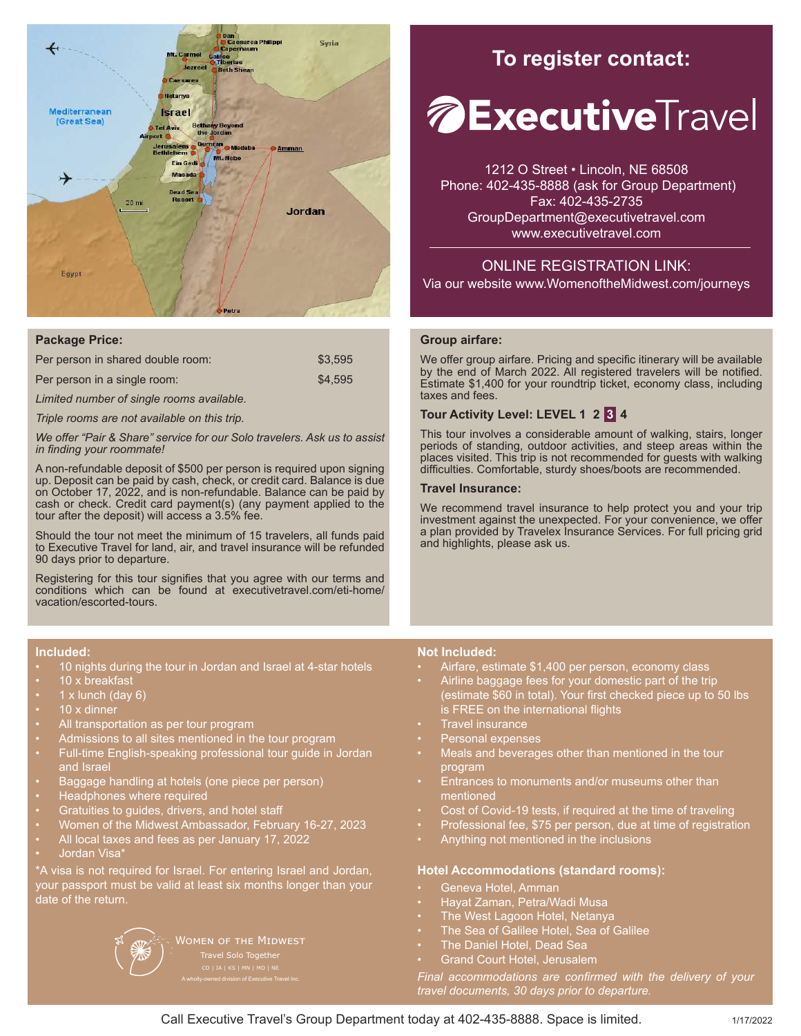## To register contact:

**Executive**Travel

1212 O Street • Lincoln, NE 68508
Phone: 402-435-8888 (ask for Group Department)
Fax: 402-435-2735
GroupDepartment@executivetravel.com
www.executivetravel.com

ONLINE REGISTRATION LINK:
Via our website www.WomenoftheMidwest.com/journeys

### Package Price:

| | |
|---|---|
| Per person in shared double room: | $3,595 |
| Per person in a single room: | $4,595 |

*Limited number of single rooms available.*

*Triple rooms are not available on this trip.*

*We offer "Pair & Share" service for our Solo travelers. Ask us to assist in finding your roommate!*

A non-refundable deposit of $500 per person is required upon signing up. Deposit can be paid by cash, check, or credit card. Balance is due on October 17, 2022, and is non-refundable. Balance can be paid by cash or check. Credit card payment(s) (any payment applied to the tour after the deposit) will access a 3.5% fee.

Should the tour not meet the minimum of 15 travelers, all funds paid to Executive Travel for land, air, and travel insurance will be refunded 90 days prior to departure.

Registering for this tour signifies that you agree with our terms and conditions which can be found at executivetravel.com/eti-home/vacation/escorted-tours.

### Group airfare:

We offer group airfare. Pricing and specific itinerary will be available by the end of March 2022. All registered travelers will be notified. Estimate $1,400 for your roundtrip ticket, economy class, including taxes and fees.

### Tour Activity Level: LEVEL 1 2 **3** 4

This tour involves a considerable amount of walking, stairs, longer periods of standing, outdoor activities, and steep areas within the places visited. This trip is not recommended for guests with walking difficulties. Comfortable, sturdy shoes/boots are recommended.

### Travel Insurance:

We recommend travel insurance to help protect you and your trip investment against the unexpected. For your convenience, we offer a plan provided by Travelex Insurance Services. For full pricing grid and highlights, please ask us.

### Included:

- 10 nights during the tour in Jordan and Israel at 4-star hotels
- 10 x breakfast
- 1 x lunch (day 6)
- 10 x dinner
- All transportation as per tour program
- Admissions to all sites mentioned in the tour program
- Full-time English-speaking professional tour guide in Jordan and Israel
- Baggage handling at hotels (one piece per person)
- Headphones where required
- Gratuities to guides, drivers, and hotel staff
- Women of the Midwest Ambassador, February 16-27, 2023
- All local taxes and fees as per January 17, 2022
- Jordan Visa*

*A visa is not required for Israel. For entering Israel and Jordan, your passport must be valid at least six months longer than your date of the return.

Women of the Midwest
Travel Solo Together
CO | IA | KS | MN | MO | NE
A wholly-owned division of Executive Travel Inc.

### Not Included:

- Airfare, estimate $1,400 per person, economy class
- Airline baggage fees for your domestic part of the trip (estimate $60 in total). Your first checked piece up to 50 lbs is FREE on the international flights
- Travel insurance
- Personal expenses
- Meals and beverages other than mentioned in the tour program
- Entrances to monuments and/or museums other than mentioned
- Cost of Covid-19 tests, if required at the time of traveling
- Professional fee, $75 per person, due at time of registration
- Anything not mentioned in the inclusions

### Hotel Accommodations (standard rooms):

- Geneva Hotel, Amman
- Hayat Zaman, Petra/Wadi Musa
- The West Lagoon Hotel, Netanya
- The Sea of Galilee Hotel, Sea of Galilee
- The Daniel Hotel, Dead Sea
- Grand Court Hotel, Jerusalem

*Final accommodations are confirmed with the delivery of your travel documents, 30 days prior to departure.*

Call Executive Travel's Group Department today at 402-435-8888. Space is limited.

1/17/2022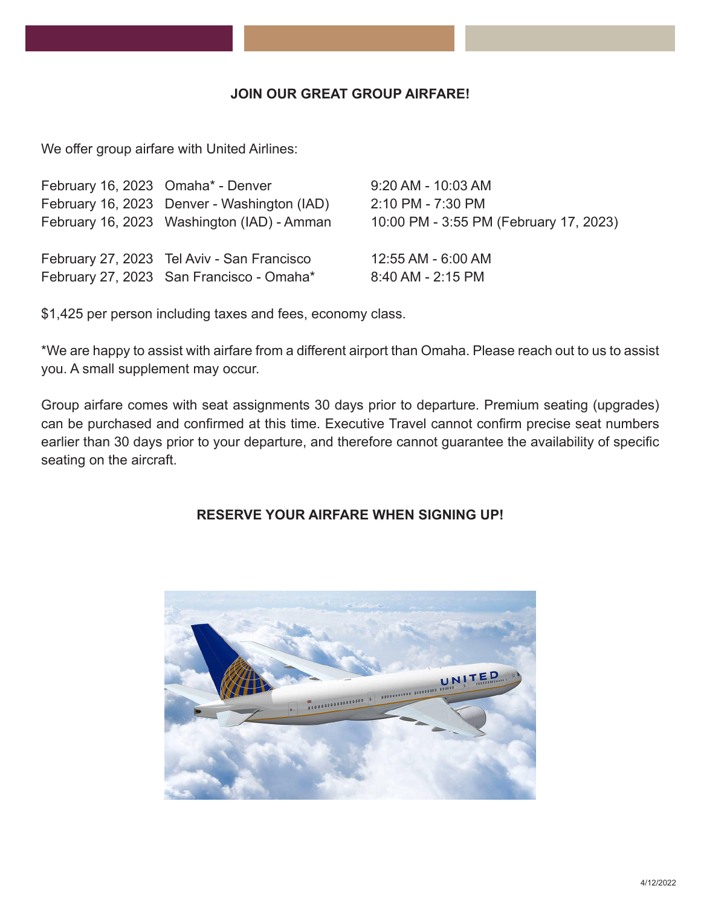**JOIN OUR GREAT GROUP AIRFARE!**

We offer group airfare with United Airlines:

| | | |
|---|---|---|
| February 16, 2023 | Omaha* - Denver | 9:20 AM - 10:03 AM |
| February 16, 2023 | Denver - Washington (IAD) | 2:10 PM - 7:30 PM |
| February 16, 2023 | Washington (IAD) - Amman | 10:00 PM - 3:55 PM (February 17, 2023) |
| February 27, 2023 | Tel Aviv - San Francisco | 12:55 AM - 6:00 AM |
| February 27, 2023 | San Francisco - Omaha* | 8:40 AM - 2:15 PM |

$1,425 per person including taxes and fees, economy class.

*We are happy to assist with airfare from a different airport than Omaha. Please reach out to us to assist you. A small supplement may occur.

Group airfare comes with seat assignments 30 days prior to departure. Premium seating (upgrades) can be purchased and confirmed at this time. Executive Travel cannot confirm precise seat numbers earlier than 30 days prior to your departure, and therefore cannot guarantee the availability of specific seating on the aircraft.

**RESERVE YOUR AIRFARE WHEN SIGNING UP!**

4/12/2022